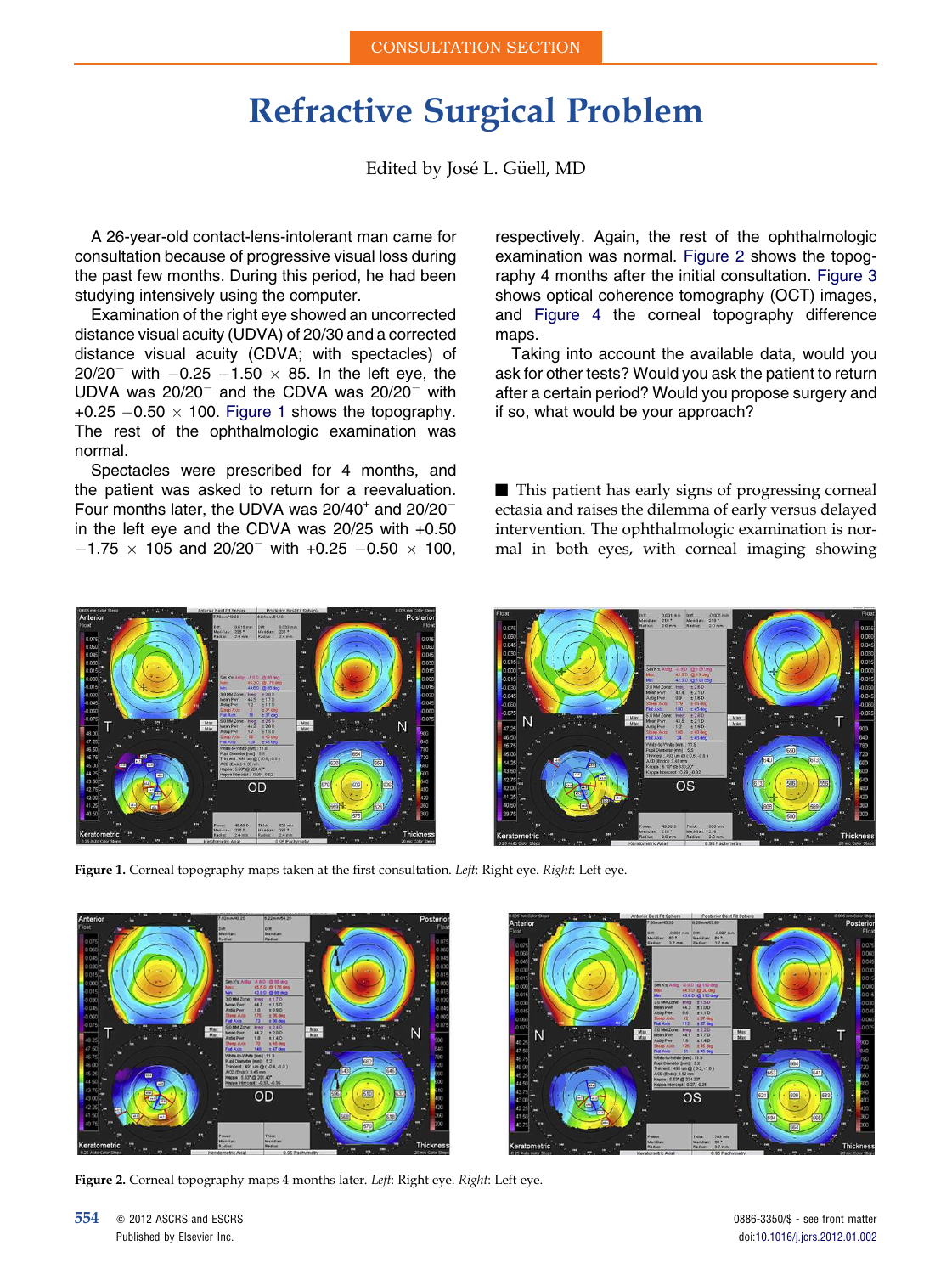CONSULTATION SECTION

# Refractive Surgical Problem

Edited by José L. Güell, MD

A 26-year-old contact-lens-intolerant man came for consultation because of progressive visual loss during the past few months. During this period, he had been studying intensively using the computer.

Examination of the right eye showed an uncorrected distance visual acuity (UDVA) of 20/30 and a corrected distance visual acuity (CDVA; with spectacles) of 20/20$^{-}$ with $-0.25$ $-1.50 \times 85$. In the left eye, the UDVA was 20/20$^{-}$ and the CDVA was 20/20$^{-}$ with $+0.25$ $-0.50 \times 100$. Figure 1 shows the topography. The rest of the ophthalmologic examination was normal.

Spectacles were prescribed for 4 months, and the patient was asked to return for a reevaluation. Four months later, the UDVA was 20/40$^{+}$ and 20/20$^{-}$ in the left eye and the CDVA was 20/25 with $+0.50$ $-1.75 \times 105$ and 20/20$^{-}$ with $+0.25$ $-0.50 \times 100$, respectively. Again, the rest of the ophthalmologic examination was normal. Figure 2 shows the topography 4 months after the initial consultation. Figure 3 shows optical coherence tomography (OCT) images, and Figure 4 the corneal topography difference maps.

Taking into account the available data, would you ask for other tests? Would you ask the patient to return after a certain period? Would you propose surgery and if so, what would be your approach?

■ This patient has early signs of progressing corneal ectasia and raises the dilemma of early versus delayed intervention. The ophthalmologic examination is normal in both eyes, with corneal imaging showing

Figure 1. Corneal topography maps taken at the first consultation. *Left*: Right eye. *Right*: Left eye.

Figure 2. Corneal topography maps 4 months later. *Left*: Right eye. *Right*: Left eye.

© 2012 ASCRS and ESCRS
Published by Elsevier Inc.

0886-3350/$ - see front matter
doi:10.1016/j.jcrs.2012.01.002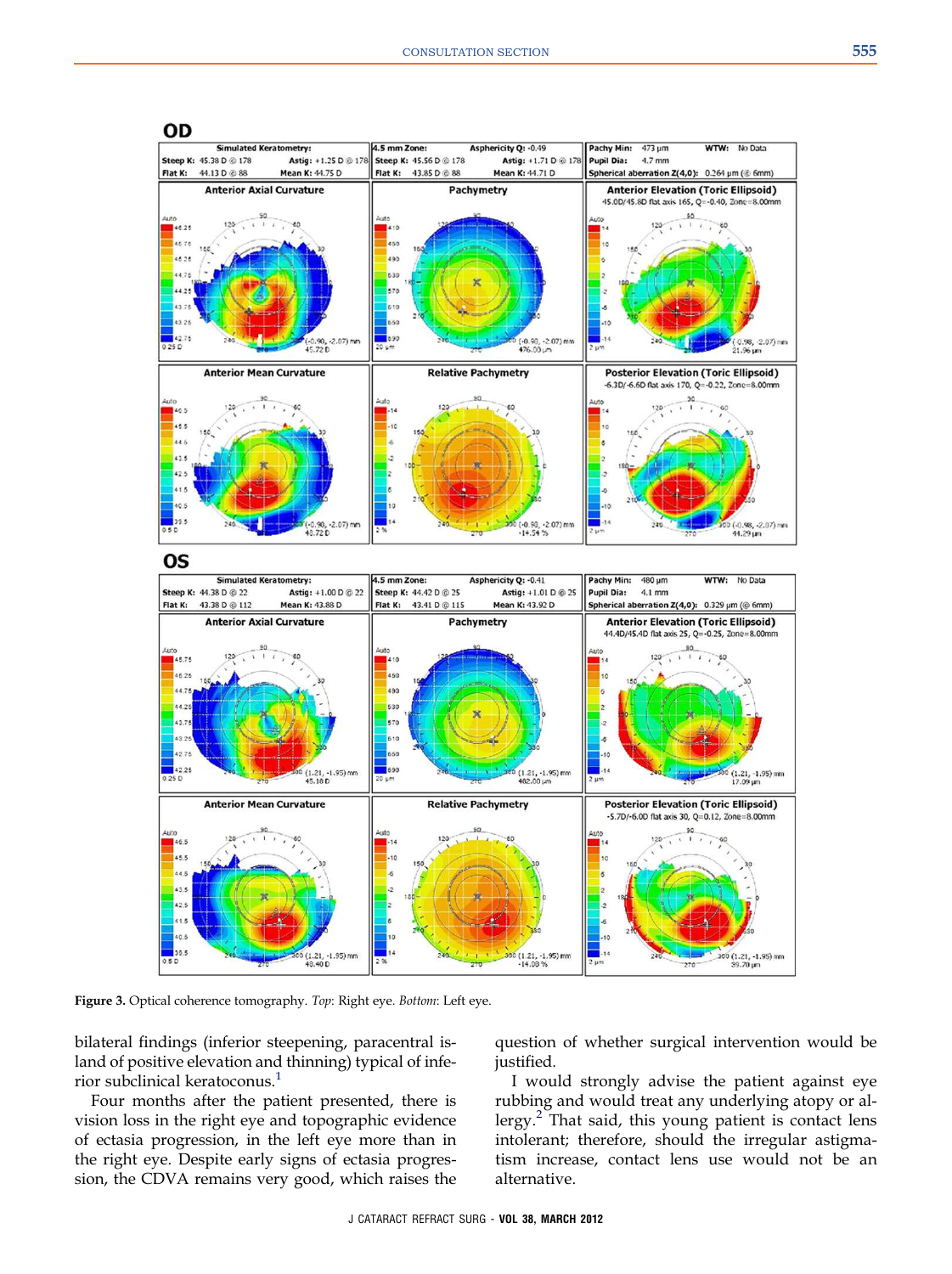Figure 3. Optical coherence tomography. *Top*: Right eye. *Bottom*: Left eye.

bilateral findings (inferior steepening, paracentral island of positive elevation and thinning) typical of inferior subclinical keratoconus.[1]

Four months after the patient presented, there is vision loss in the right eye and topographic evidence of ectasia progression, in the left eye more than in the right eye. Despite early signs of ectasia progression, the CDVA remains very good, which raises the question of whether surgical intervention would be justified.

I would strongly advise the patient against eye rubbing and would treat any underlying atopy or allergy.[2] That said, this young patient is contact lens intolerant; therefore, should the irregular astigmatism increase, contact lens use would not be an alternative.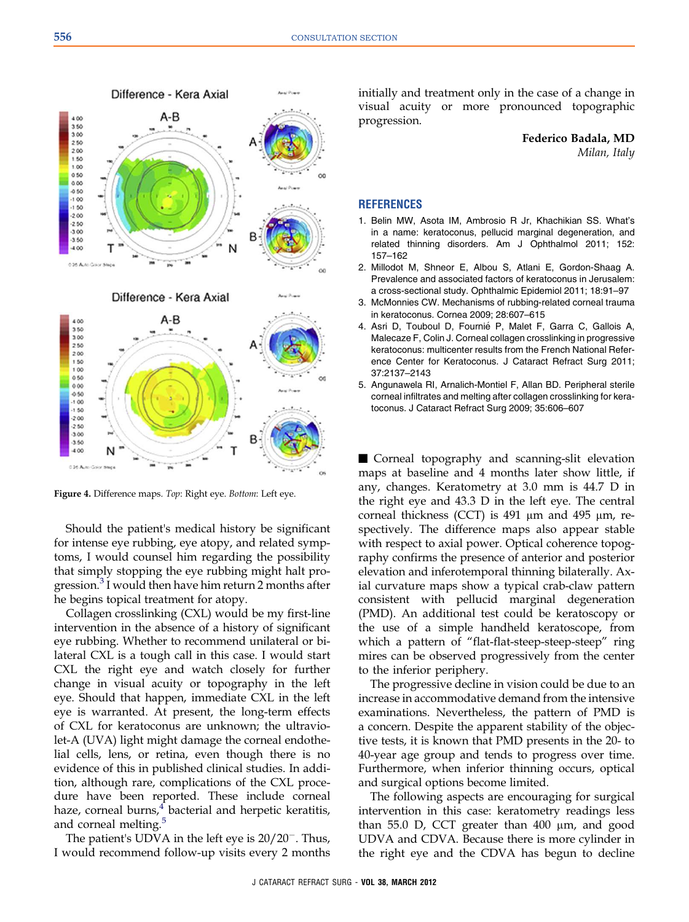Difference - Kera Axial

A-B

A

B

T N

Difference - Kera Axial

A-B

A

B

N T

**Figure 4.** Difference maps. *Top*: Right eye. *Bottom*: Left eye.

Should the patient's medical history be significant for intense eye rubbing, eye atopy, and related symptoms, I would counsel him regarding the possibility that simply stopping the eye rubbing might halt progression.[3] I would then have him return 2 months after he begins topical treatment for atopy.

Collagen crosslinking (CXL) would be my first-line intervention in the absence of a history of significant eye rubbing. Whether to recommend unilateral or bilateral CXL is a tough call in this case. I would start CXL the right eye and watch closely for further change in visual acuity or topography in the left eye. Should that happen, immediate CXL in the left eye is warranted. At present, the long-term effects of CXL for keratoconus are unknown; the ultraviolet-A (UVA) light might damage the corneal endothelial cells, lens, or retina, even though there is no evidence of this in published clinical studies. In addition, although rare, complications of the CXL procedure have been reported. These include corneal haze, corneal burns,[4] bacterial and herpetic keratitis, and corneal melting.[5]

The patient's UDVA in the left eye is 20/20$^{-}$. Thus, I would recommend follow-up visits every 2 months initially and treatment only in the case of a change in visual acuity or more pronounced topographic progression.

**Federico Badala, MD**
*Milan, Italy*

## REFERENCES

1. Belin MW, Asota IM, Ambrosio R Jr, Khachikian SS. What's in a name: keratoconus, pellucid marginal degeneration, and related thinning disorders. Am J Ophthalmol 2011; 152:157–162
2. Millodot M, Shneor E, Albou S, Atlani E, Gordon-Shaag A. Prevalence and associated factors of keratoconus in Jerusalem: a cross-sectional study. Ophthalmic Epidemiol 2011; 18:91–97
3. McMonnies CW. Mechanisms of rubbing-related corneal trauma in keratoconus. Cornea 2009; 28:607–615
4. Asri D, Touboul D, Fournié P, Malet F, Garra C, Gallois A, Malecaze F, Colin J. Corneal collagen crosslinking in progressive keratoconus: multicenter results from the French National Reference Center for Keratoconus. J Cataract Refract Surg 2011; 37:2137–2143
5. Angunawela RI, Arnalich-Montiel F, Allan BD. Peripheral sterile corneal infiltrates and melting after collagen crosslinking for keratoconus. J Cataract Refract Surg 2009; 35:606–607

■ Corneal topography and scanning-slit elevation maps at baseline and 4 months later show little, if any, changes. Keratometry at 3.0 mm is 44.7 D in the right eye and 43.3 D in the left eye. The central corneal thickness (CCT) is 491 μm and 495 μm, respectively. The difference maps also appear stable with respect to axial power. Optical coherence topography confirms the presence of anterior and posterior elevation and inferotemporal thinning bilaterally. Axial curvature maps show a typical crab-claw pattern consistent with pellucid marginal degeneration (PMD). An additional test could be keratoscopy or the use of a simple handheld keratoscope, from which a pattern of "flat-flat-steep-steep-steep" ring mires can be observed progressively from the center to the inferior periphery.

The progressive decline in vision could be due to an increase in accommodative demand from the intensive examinations. Nevertheless, the pattern of PMD is a concern. Despite the apparent stability of the objective tests, it is known that PMD presents in the 20- to 40-year age group and tends to progress over time. Furthermore, when inferior thinning occurs, optical and surgical options become limited.

The following aspects are encouraging for surgical intervention in this case: keratometry readings less than 55.0 D, CCT greater than 400 μm, and good UDVA and CDVA. Because there is more cylinder in the right eye and the CDVA has begun to decline